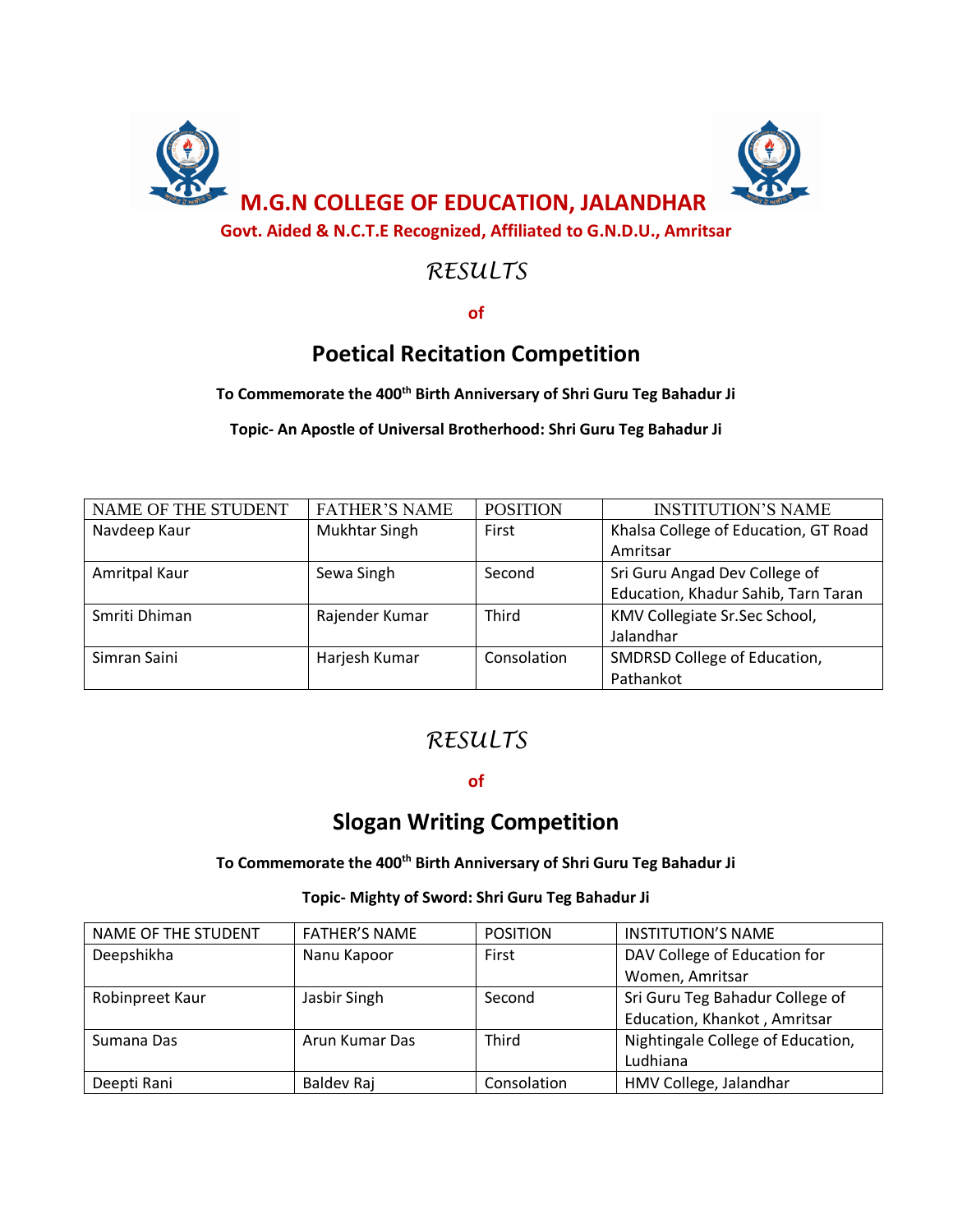# M.G.N COLLEGE OF EDUCATION, JALANDHAR

**Govt. Aided & N.C.T.E Recognized, Affiliated to G.N.D.U., Amritsar**

## RESULTS

**of**

## Poetical Recitation Competition

**To Commemorate the 400th Birth Anniversary of Shri Guru Teg Bahadur Ji**

**Topic- An Apostle of Universal Brotherhood: Shri Guru Teg Bahadur Ji**

| NAME OF THE STUDENT | FATHER'S NAME | POSITION | INSTITUTION'S NAME |
|---|---|---|---|
| Navdeep Kaur | Mukhtar Singh | First | Khalsa College of Education, GT Road Amritsar |
| Amritpal Kaur | Sewa Singh | Second | Sri Guru Angad Dev College of Education, Khadur Sahib, Tarn Taran |
| Smriti Dhiman | Rajender Kumar | Third | KMV Collegiate Sr.Sec School, Jalandhar |
| Simran Saini | Harjesh Kumar | Consolation | SMDRSD College of Education, Pathankot |

## RESULTS

**of**

## Slogan Writing Competition

**To Commemorate the 400th Birth Anniversary of Shri Guru Teg Bahadur Ji**

**Topic- Mighty of Sword: Shri Guru Teg Bahadur Ji**

| NAME OF THE STUDENT | FATHER'S NAME | POSITION | INSTITUTION'S NAME |
|---|---|---|---|
| Deepshikha | Nanu Kapoor | First | DAV College of Education for Women, Amritsar |
| Robinpreet Kaur | Jasbir Singh | Second | Sri Guru Teg Bahadur College of Education, Khankot , Amritsar |
| Sumana Das | Arun Kumar Das | Third | Nightingale College of Education, Ludhiana |
| Deepti Rani | Baldev Raj | Consolation | HMV College, Jalandhar |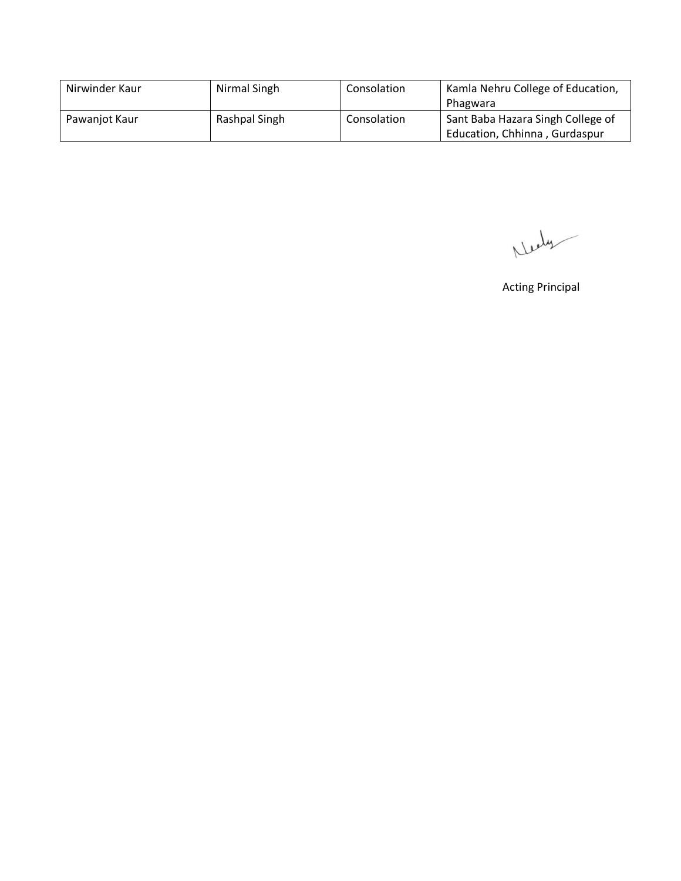| | | | |
|---|---|---|---|
| Nirwinder Kaur | Nirmal Singh | Consolation | Kamla Nehru College of Education, Phagwara |
| Pawanjot Kaur | Rashpal Singh | Consolation | Sant Baba Hazara Singh College of Education, Chhinna , Gurdaspur |

Acting Principal